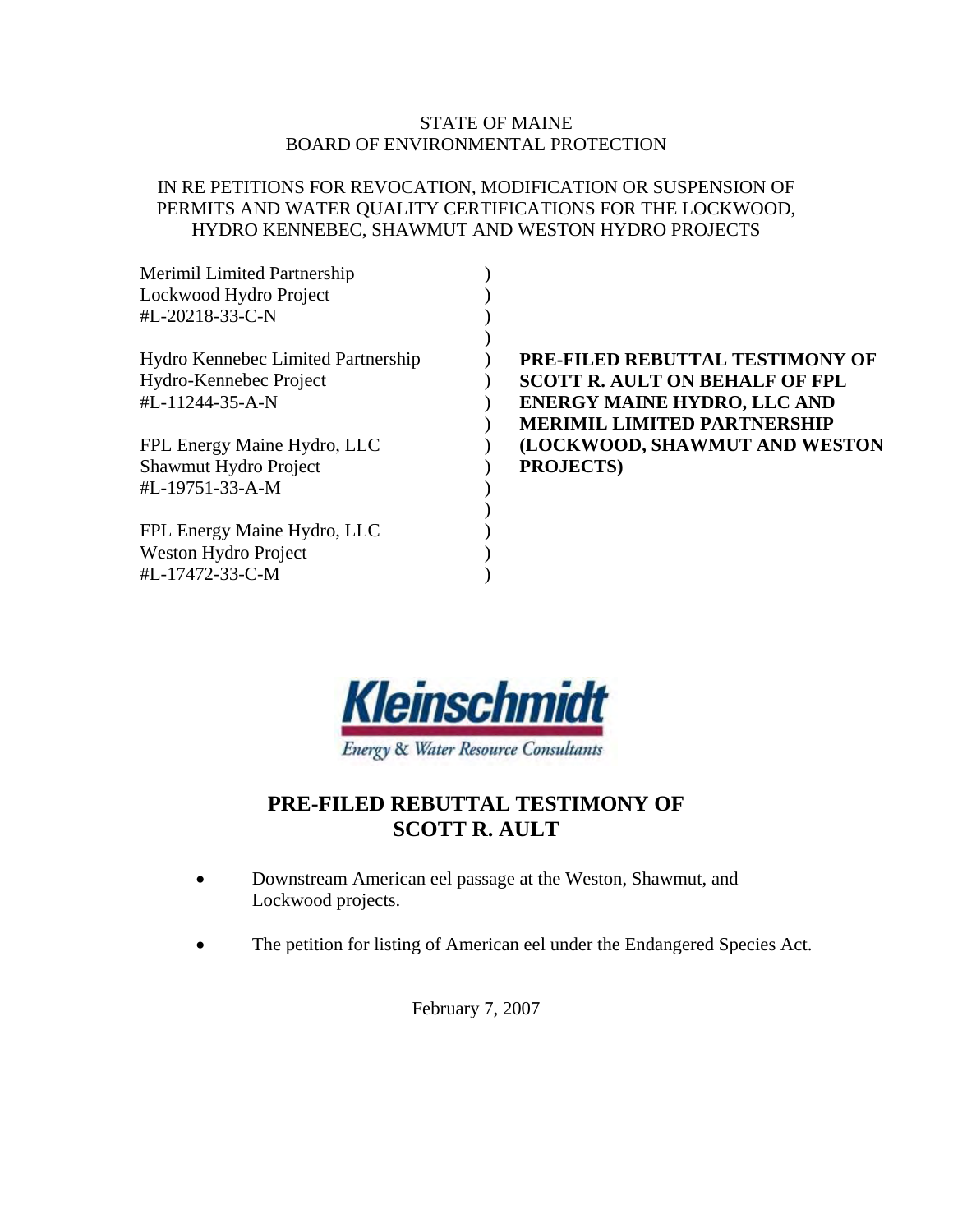STATE OF MAINE
BOARD OF ENVIRONMENTAL PROTECTION

IN RE PETITIONS FOR REVOCATION, MODIFICATION OR SUSPENSION OF PERMITS AND WATER QUALITY CERTIFICATIONS FOR THE LOCKWOOD, HYDRO KENNEBEC, SHAWMUT AND WESTON HYDRO PROJECTS

| | |
|---|---|
| Merimil Limited Partnership<br>Lockwood Hydro Project<br>#L-20218-33-C-N | |
| Hydro Kennebec Limited Partnership<br>Hydro-Kennebec Project<br>#L-11244-35-A-N | **PRE-FILED REBUTTAL TESTIMONY OF SCOTT R. AULT ON BEHALF OF FPL ENERGY MAINE HYDRO, LLC AND MERIMIL LIMITED PARTNERSHIP (LOCKWOOD, SHAWMUT AND WESTON PROJECTS)** |
| FPL Energy Maine Hydro, LLC<br>Shawmut Hydro Project<br>#L-19751-33-A-M | |
| FPL Energy Maine Hydro, LLC<br>Weston Hydro Project<br>#L-17472-33-C-M | |

**Kleinschmidt**
*Energy & Water Resource Consultants*

# PRE-FILED REBUTTAL TESTIMONY OF SCOTT R. AULT

- Downstream American eel passage at the Weston, Shawmut, and Lockwood projects.
- The petition for listing of American eel under the Endangered Species Act.

February 7, 2007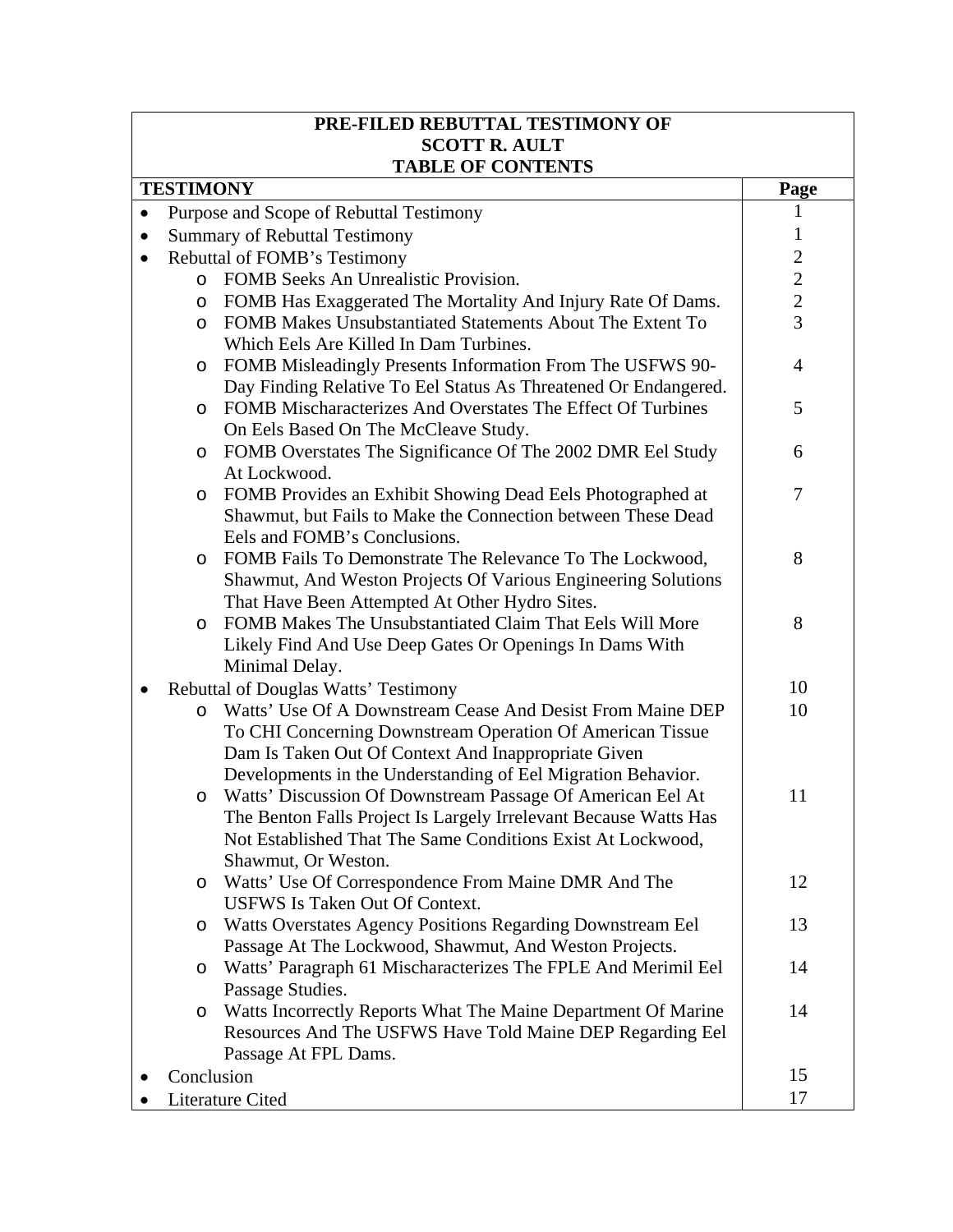| PRE-FILED REBUTTAL TESTIMONY OF SCOTT R. AULT TABLE OF CONTENTS | |
|---|---|
| **TESTIMONY** | **Page** |
| • Purpose and Scope of Rebuttal Testimony | 1 |
| • Summary of Rebuttal Testimony | 1 |
| • Rebuttal of FOMB's Testimony | 2 |
| o FOMB Seeks An Unrealistic Provision. | 2 |
| o FOMB Has Exaggerated The Mortality And Injury Rate Of Dams. | 2 |
| o FOMB Makes Unsubstantiated Statements About The Extent To Which Eels Are Killed In Dam Turbines. | 3 |
| o FOMB Misleadingly Presents Information From The USFWS 90-Day Finding Relative To Eel Status As Threatened Or Endangered. | 4 |
| o FOMB Mischaracterizes And Overstates The Effect Of Turbines On Eels Based On The McCleave Study. | 5 |
| o FOMB Overstates The Significance Of The 2002 DMR Eel Study At Lockwood. | 6 |
| o FOMB Provides an Exhibit Showing Dead Eels Photographed at Shawmut, but Fails to Make the Connection between These Dead Eels and FOMB's Conclusions. | 7 |
| o FOMB Fails To Demonstrate The Relevance To The Lockwood, Shawmut, And Weston Projects Of Various Engineering Solutions That Have Been Attempted At Other Hydro Sites. | 8 |
| o FOMB Makes The Unsubstantiated Claim That Eels Will More Likely Find And Use Deep Gates Or Openings In Dams With Minimal Delay. | 8 |
| • Rebuttal of Douglas Watts' Testimony | 10 |
| o Watts' Use Of A Downstream Cease And Desist From Maine DEP To CHI Concerning Downstream Operation Of American Tissue Dam Is Taken Out Of Context And Inappropriate Given Developments in the Understanding of Eel Migration Behavior. | 10 |
| o Watts' Discussion Of Downstream Passage Of American Eel At The Benton Falls Project Is Largely Irrelevant Because Watts Has Not Established That The Same Conditions Exist At Lockwood, Shawmut, Or Weston. | 11 |
| o Watts' Use Of Correspondence From Maine DMR And The USFWS Is Taken Out Of Context. | 12 |
| o Watts Overstates Agency Positions Regarding Downstream Eel Passage At The Lockwood, Shawmut, And Weston Projects. | 13 |
| o Watts' Paragraph 61 Mischaracterizes The FPLE And Merimil Eel Passage Studies. | 14 |
| o Watts Incorrectly Reports What The Maine Department Of Marine Resources And The USFWS Have Told Maine DEP Regarding Eel Passage At FPL Dams. | 14 |
| • Conclusion | 15 |
| • Literature Cited | 17 |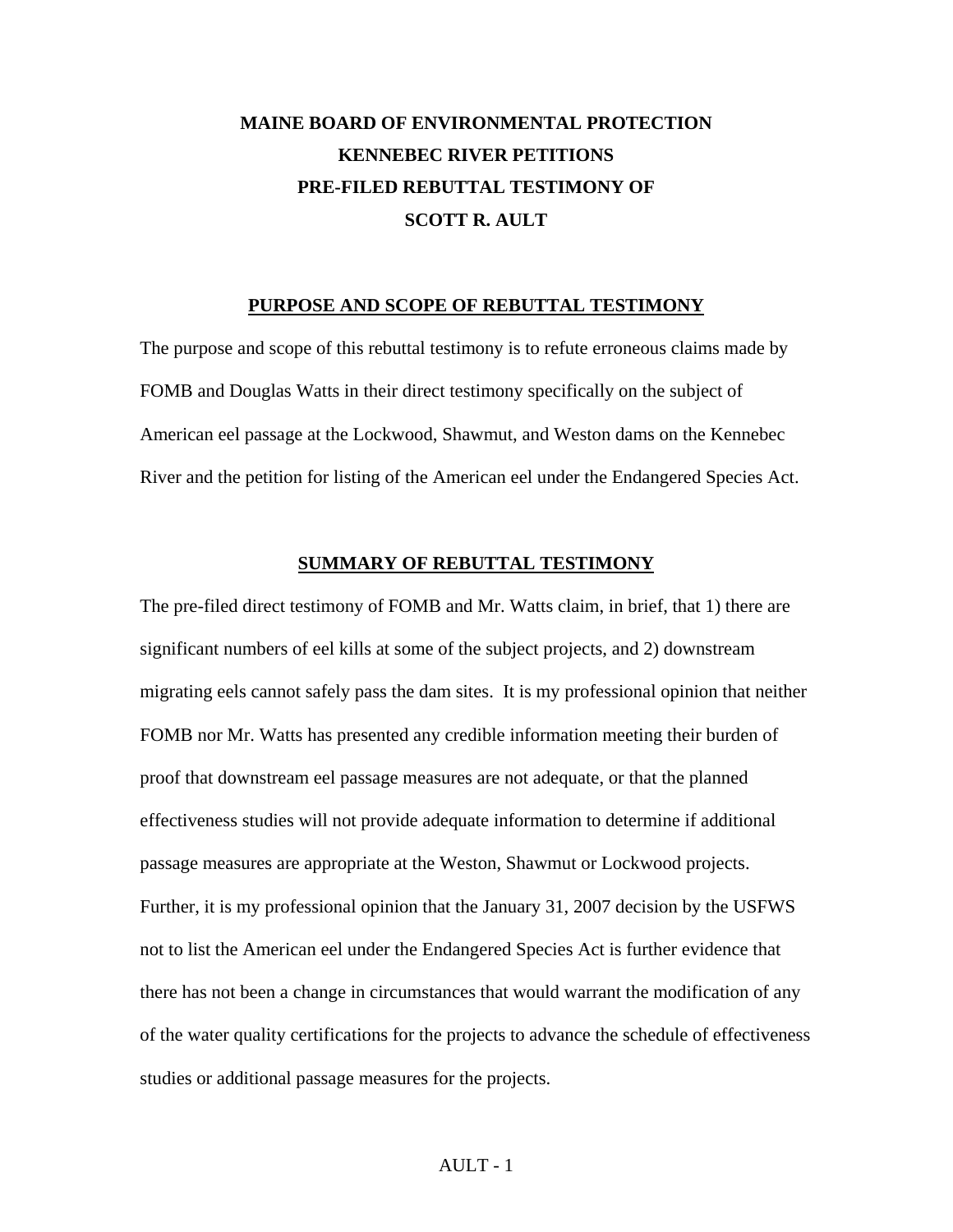# MAINE BOARD OF ENVIRONMENTAL PROTECTION
# KENNEBEC RIVER PETITIONS
# PRE-FILED REBUTTAL TESTIMONY OF
# SCOTT R. AULT

## PURPOSE AND SCOPE OF REBUTTAL TESTIMONY

The purpose and scope of this rebuttal testimony is to refute erroneous claims made by FOMB and Douglas Watts in their direct testimony specifically on the subject of American eel passage at the Lockwood, Shawmut, and Weston dams on the Kennebec River and the petition for listing of the American eel under the Endangered Species Act.

## SUMMARY OF REBUTTAL TESTIMONY

The pre-filed direct testimony of FOMB and Mr. Watts claim, in brief, that 1) there are significant numbers of eel kills at some of the subject projects, and 2) downstream migrating eels cannot safely pass the dam sites. It is my professional opinion that neither FOMB nor Mr. Watts has presented any credible information meeting their burden of proof that downstream eel passage measures are not adequate, or that the planned effectiveness studies will not provide adequate information to determine if additional passage measures are appropriate at the Weston, Shawmut or Lockwood projects. Further, it is my professional opinion that the January 31, 2007 decision by the USFWS not to list the American eel under the Endangered Species Act is further evidence that there has not been a change in circumstances that would warrant the modification of any of the water quality certifications for the projects to advance the schedule of effectiveness studies or additional passage measures for the projects.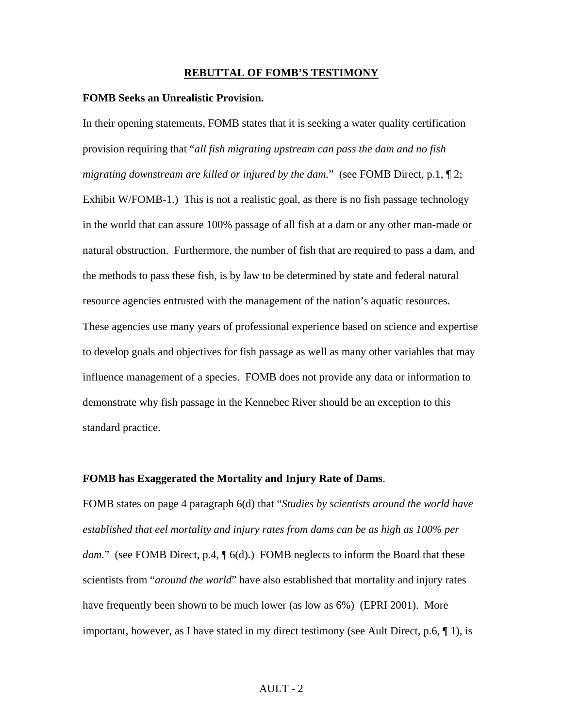## REBUTTAL OF FOMB'S TESTIMONY

**FOMB Seeks an Unrealistic Provision.**

In their opening statements, FOMB states that it is seeking a water quality certification provision requiring that "*all fish migrating upstream can pass the dam and no fish migrating downstream are killed or injured by the dam.*" (see FOMB Direct, p.1, ¶ 2; Exhibit W/FOMB-1.) This is not a realistic goal, as there is no fish passage technology in the world that can assure 100% passage of all fish at a dam or any other man-made or natural obstruction. Furthermore, the number of fish that are required to pass a dam, and the methods to pass these fish, is by law to be determined by state and federal natural resource agencies entrusted with the management of the nation's aquatic resources. These agencies use many years of professional experience based on science and expertise to develop goals and objectives for fish passage as well as many other variables that may influence management of a species. FOMB does not provide any data or information to demonstrate why fish passage in the Kennebec River should be an exception to this standard practice.

**FOMB has Exaggerated the Mortality and Injury Rate of Dams**.

FOMB states on page 4 paragraph 6(d) that "*Studies by scientists around the world have established that eel mortality and injury rates from dams can be as high as 100% per dam.*" (see FOMB Direct, p.4, ¶ 6(d).) FOMB neglects to inform the Board that these scientists from "*around the world*" have also established that mortality and injury rates have frequently been shown to be much lower (as low as 6%) (EPRI 2001). More important, however, as I have stated in my direct testimony (see Ault Direct, p.6, ¶ 1), is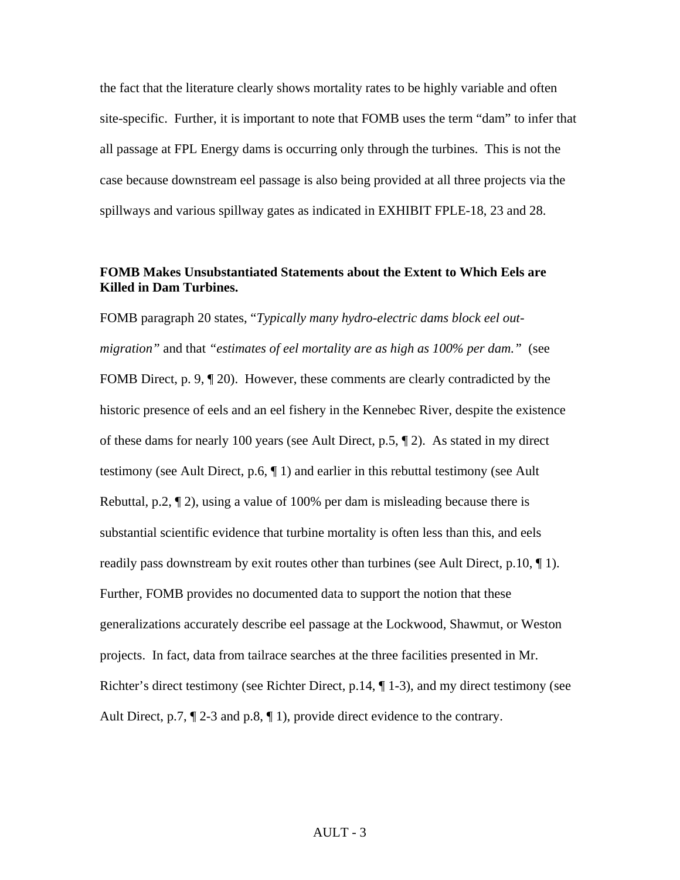the fact that the literature clearly shows mortality rates to be highly variable and often site-specific. Further, it is important to note that FOMB uses the term "dam" to infer that all passage at FPL Energy dams is occurring only through the turbines. This is not the case because downstream eel passage is also being provided at all three projects via the spillways and various spillway gates as indicated in EXHIBIT FPLE-18, 23 and 28.

**FOMB Makes Unsubstantiated Statements about the Extent to Which Eels are Killed in Dam Turbines.**

FOMB paragraph 20 states, "*Typically many hydro-electric dams block eel out-migration"* and that *"estimates of eel mortality are as high as 100% per dam."* (see FOMB Direct, p. 9, ¶ 20). However, these comments are clearly contradicted by the historic presence of eels and an eel fishery in the Kennebec River, despite the existence of these dams for nearly 100 years (see Ault Direct, p.5, ¶ 2). As stated in my direct testimony (see Ault Direct, p.6, ¶ 1) and earlier in this rebuttal testimony (see Ault Rebuttal, p.2, ¶ 2), using a value of 100% per dam is misleading because there is substantial scientific evidence that turbine mortality is often less than this, and eels readily pass downstream by exit routes other than turbines (see Ault Direct, p.10, ¶ 1). Further, FOMB provides no documented data to support the notion that these generalizations accurately describe eel passage at the Lockwood, Shawmut, or Weston projects. In fact, data from tailrace searches at the three facilities presented in Mr. Richter's direct testimony (see Richter Direct, p.14, ¶ 1-3), and my direct testimony (see Ault Direct, p.7, ¶ 2-3 and p.8, ¶ 1), provide direct evidence to the contrary.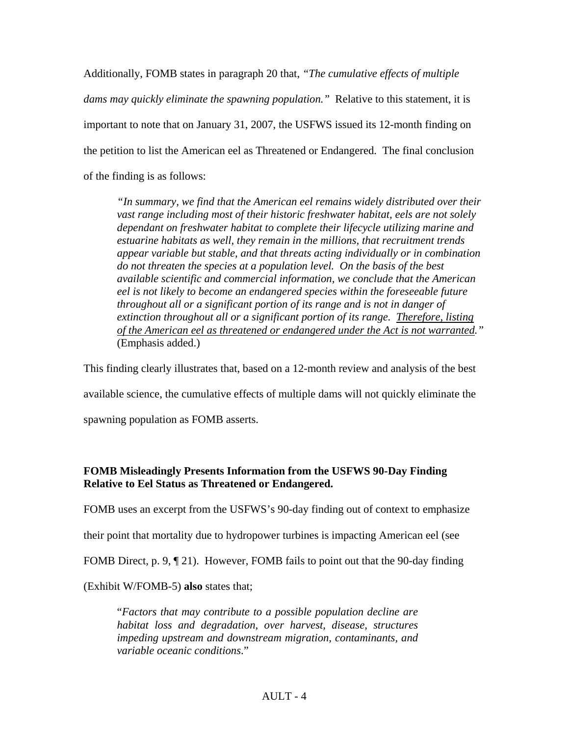Additionally, FOMB states in paragraph 20 that, *"The cumulative effects of multiple dams may quickly eliminate the spawning population."* Relative to this statement, it is important to note that on January 31, 2007, the USFWS issued its 12-month finding on the petition to list the American eel as Threatened or Endangered. The final conclusion of the finding is as follows:

> *"In summary, we find that the American eel remains widely distributed over their vast range including most of their historic freshwater habitat, eels are not solely dependant on freshwater habitat to complete their lifecycle utilizing marine and estuarine habitats as well, they remain in the millions, that recruitment trends appear variable but stable, and that threats acting individually or in combination do not threaten the species at a population level. On the basis of the best available scientific and commercial information, we conclude that the American eel is not likely to become an endangered species within the foreseeable future throughout all or a significant portion of its range and is not in danger of extinction throughout all or a significant portion of its range. <u>Therefore, listing of the American eel as threatened or endangered under the Act is not warranted.</u>"* (Emphasis added.)

This finding clearly illustrates that, based on a 12-month review and analysis of the best available science, the cumulative effects of multiple dams will not quickly eliminate the spawning population as FOMB asserts.

**FOMB Misleadingly Presents Information from the USFWS 90-Day Finding Relative to Eel Status as Threatened or Endangered.**

FOMB uses an excerpt from the USFWS's 90-day finding out of context to emphasize their point that mortality due to hydropower turbines is impacting American eel (see FOMB Direct, p. 9, ¶ 21). However, FOMB fails to point out that the 90-day finding (Exhibit W/FOMB-5) **also** states that;

> "*Factors that may contribute to a possible population decline are habitat loss and degradation, over harvest, disease, structures impeding upstream and downstream migration, contaminants, and variable oceanic conditions*."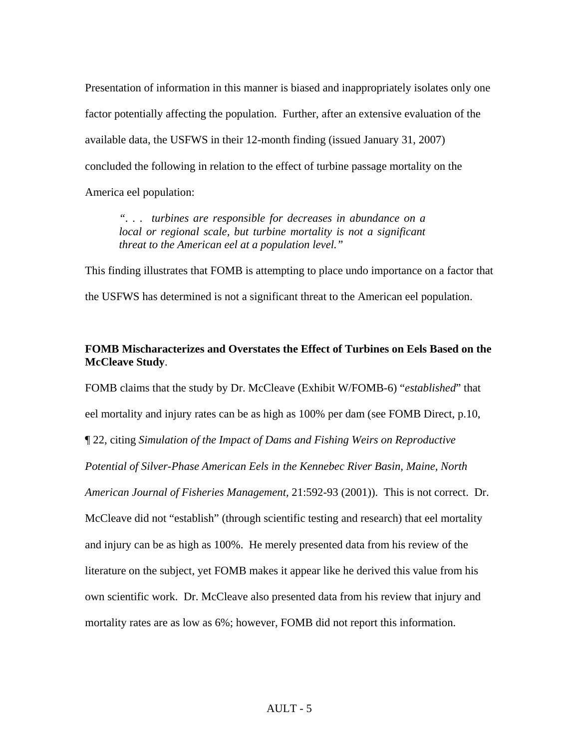Presentation of information in this manner is biased and inappropriately isolates only one factor potentially affecting the population. Further, after an extensive evaluation of the available data, the USFWS in their 12-month finding (issued January 31, 2007) concluded the following in relation to the effect of turbine passage mortality on the America eel population:

> *". . . turbines are responsible for decreases in abundance on a local or regional scale, but turbine mortality is not a significant threat to the American eel at a population level."*

This finding illustrates that FOMB is attempting to place undo importance on a factor that the USFWS has determined is not a significant threat to the American eel population.

**FOMB Mischaracterizes and Overstates the Effect of Turbines on Eels Based on the McCleave Study**.

FOMB claims that the study by Dr. McCleave (Exhibit W/FOMB-6) "*established*" that eel mortality and injury rates can be as high as 100% per dam (see FOMB Direct, p.10, ¶ 22, citing *Simulation of the Impact of Dams and Fishing Weirs on Reproductive Potential of Silver-Phase American Eels in the Kennebec River Basin, Maine, North American Journal of Fisheries Management*, 21:592-93 (2001)). This is not correct. Dr. McCleave did not "establish" (through scientific testing and research) that eel mortality and injury can be as high as 100%. He merely presented data from his review of the literature on the subject, yet FOMB makes it appear like he derived this value from his own scientific work. Dr. McCleave also presented data from his review that injury and mortality rates are as low as 6%; however, FOMB did not report this information.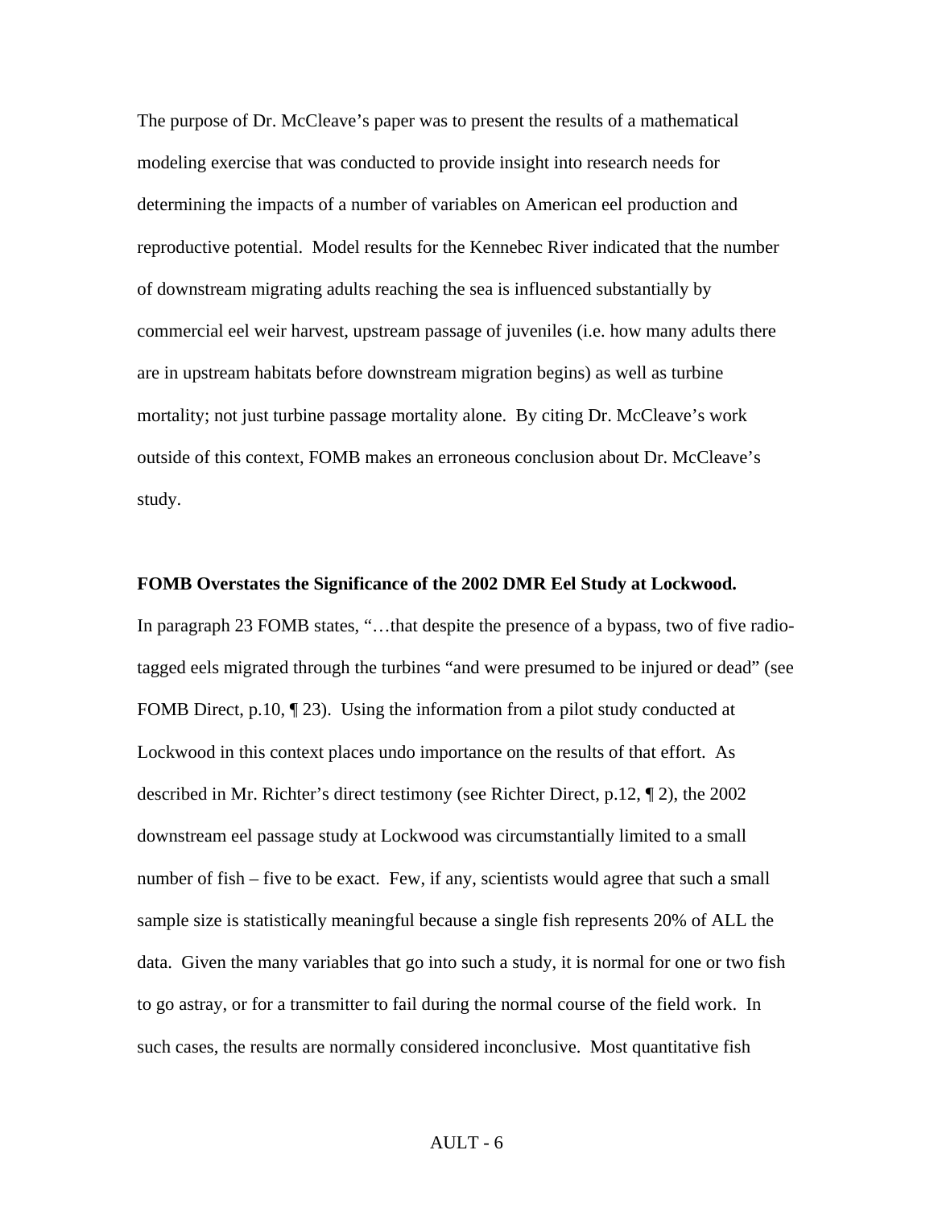The purpose of Dr. McCleave's paper was to present the results of a mathematical modeling exercise that was conducted to provide insight into research needs for determining the impacts of a number of variables on American eel production and reproductive potential. Model results for the Kennebec River indicated that the number of downstream migrating adults reaching the sea is influenced substantially by commercial eel weir harvest, upstream passage of juveniles (i.e. how many adults there are in upstream habitats before downstream migration begins) as well as turbine mortality; not just turbine passage mortality alone. By citing Dr. McCleave's work outside of this context, FOMB makes an erroneous conclusion about Dr. McCleave's study.

**FOMB Overstates the Significance of the 2002 DMR Eel Study at Lockwood.**

In paragraph 23 FOMB states, "…that despite the presence of a bypass, two of five radio-tagged eels migrated through the turbines "and were presumed to be injured or dead" (see FOMB Direct, p.10, ¶ 23). Using the information from a pilot study conducted at Lockwood in this context places undo importance on the results of that effort. As described in Mr. Richter's direct testimony (see Richter Direct, p.12, ¶ 2), the 2002 downstream eel passage study at Lockwood was circumstantially limited to a small number of fish – five to be exact. Few, if any, scientists would agree that such a small sample size is statistically meaningful because a single fish represents 20% of ALL the data. Given the many variables that go into such a study, it is normal for one or two fish to go astray, or for a transmitter to fail during the normal course of the field work. In such cases, the results are normally considered inconclusive. Most quantitative fish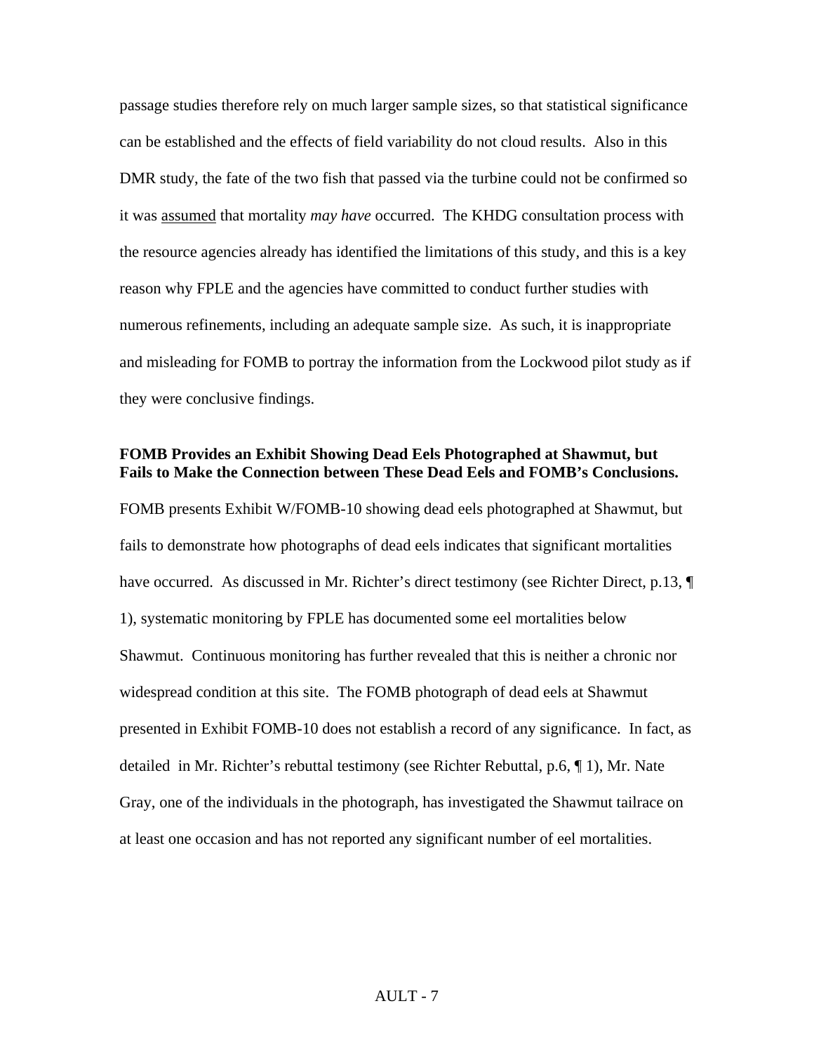passage studies therefore rely on much larger sample sizes, so that statistical significance can be established and the effects of field variability do not cloud results. Also in this DMR study, the fate of the two fish that passed via the turbine could not be confirmed so it was <u>assumed</u> that mortality *may have* occurred. The KHDG consultation process with the resource agencies already has identified the limitations of this study, and this is a key reason why FPLE and the agencies have committed to conduct further studies with numerous refinements, including an adequate sample size. As such, it is inappropriate and misleading for FOMB to portray the information from the Lockwood pilot study as if they were conclusive findings.

**FOMB Provides an Exhibit Showing Dead Eels Photographed at Shawmut, but Fails to Make the Connection between These Dead Eels and FOMB's Conclusions.**

FOMB presents Exhibit W/FOMB-10 showing dead eels photographed at Shawmut, but fails to demonstrate how photographs of dead eels indicates that significant mortalities have occurred. As discussed in Mr. Richter's direct testimony (see Richter Direct, p.13, ¶ 1), systematic monitoring by FPLE has documented some eel mortalities below Shawmut. Continuous monitoring has further revealed that this is neither a chronic nor widespread condition at this site. The FOMB photograph of dead eels at Shawmut presented in Exhibit FOMB-10 does not establish a record of any significance. In fact, as detailed in Mr. Richter's rebuttal testimony (see Richter Rebuttal, p.6, ¶ 1), Mr. Nate Gray, one of the individuals in the photograph, has investigated the Shawmut tailrace on at least one occasion and has not reported any significant number of eel mortalities.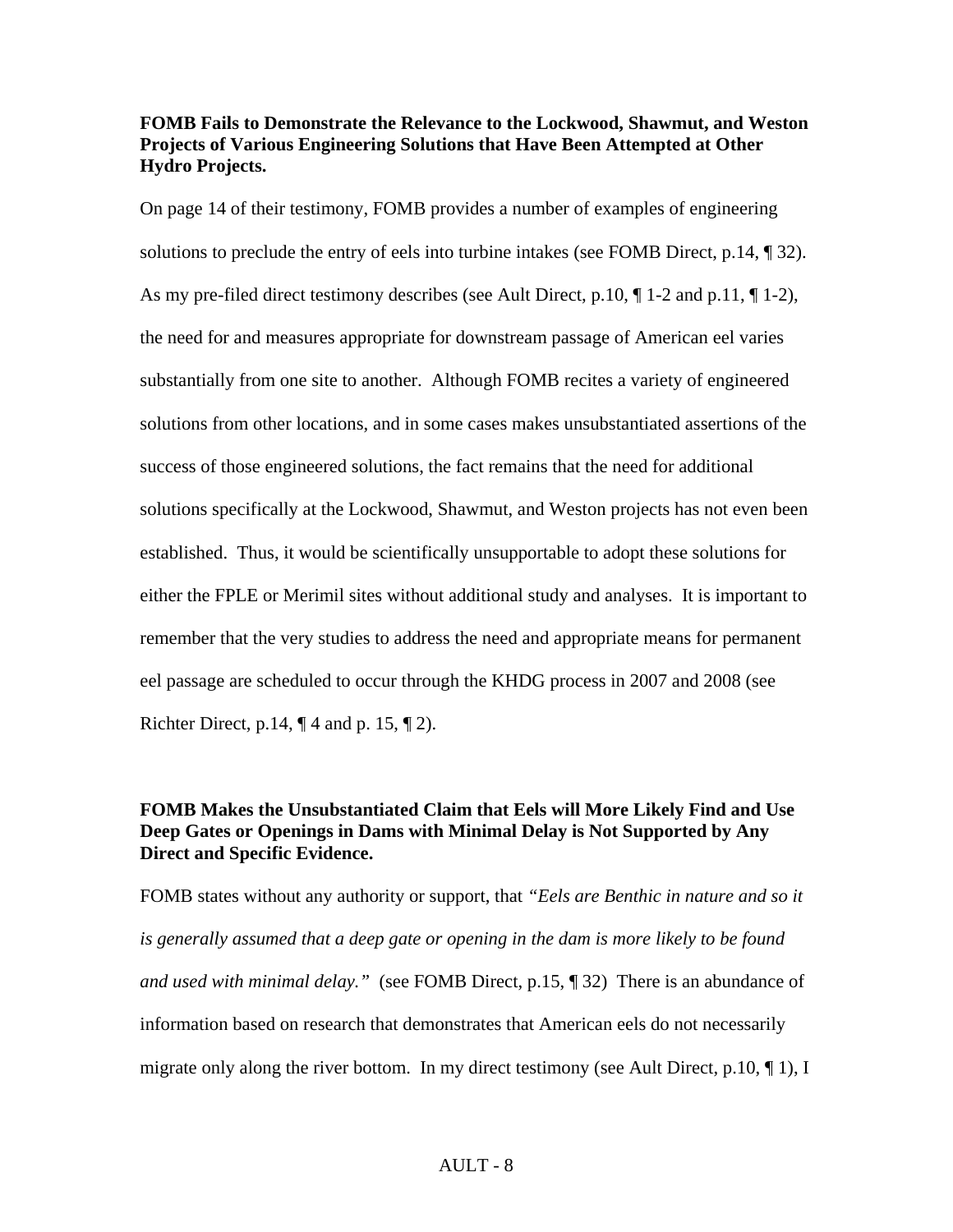**FOMB Fails to Demonstrate the Relevance to the Lockwood, Shawmut, and Weston Projects of Various Engineering Solutions that Have Been Attempted at Other Hydro Projects.**

On page 14 of their testimony, FOMB provides a number of examples of engineering solutions to preclude the entry of eels into turbine intakes (see FOMB Direct, p.14, ¶ 32). As my pre-filed direct testimony describes (see Ault Direct, p.10, ¶ 1-2 and p.11, ¶ 1-2), the need for and measures appropriate for downstream passage of American eel varies substantially from one site to another. Although FOMB recites a variety of engineered solutions from other locations, and in some cases makes unsubstantiated assertions of the success of those engineered solutions, the fact remains that the need for additional solutions specifically at the Lockwood, Shawmut, and Weston projects has not even been established. Thus, it would be scientifically unsupportable to adopt these solutions for either the FPLE or Merimil sites without additional study and analyses. It is important to remember that the very studies to address the need and appropriate means for permanent eel passage are scheduled to occur through the KHDG process in 2007 and 2008 (see Richter Direct, p.14, ¶ 4 and p. 15, ¶ 2).

**FOMB Makes the Unsubstantiated Claim that Eels will More Likely Find and Use Deep Gates or Openings in Dams with Minimal Delay is Not Supported by Any Direct and Specific Evidence.**

FOMB states without any authority or support, that *"Eels are Benthic in nature and so it is generally assumed that a deep gate or opening in the dam is more likely to be found and used with minimal delay."* (see FOMB Direct, p.15, ¶ 32) There is an abundance of information based on research that demonstrates that American eels do not necessarily migrate only along the river bottom. In my direct testimony (see Ault Direct, p.10, ¶ 1), I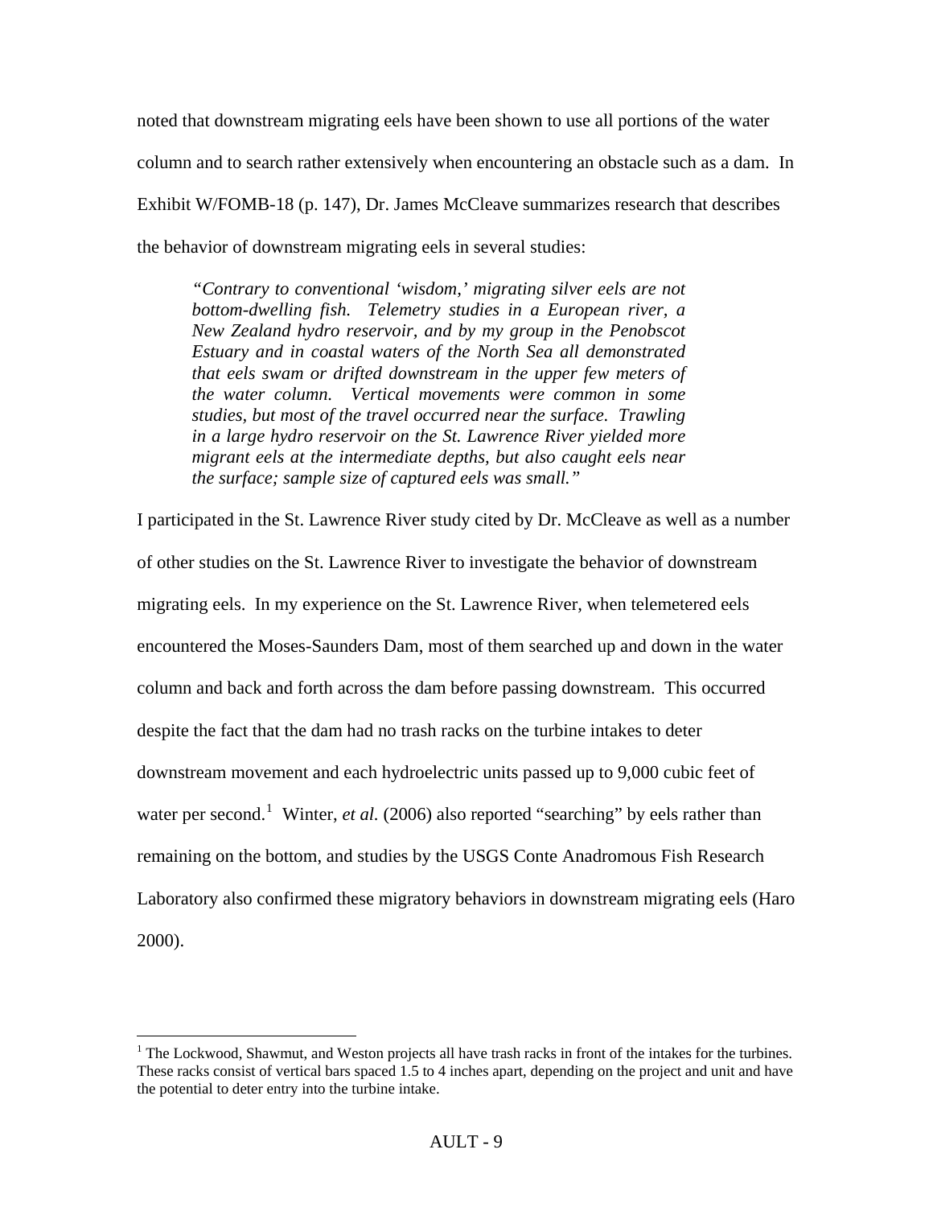noted that downstream migrating eels have been shown to use all portions of the water column and to search rather extensively when encountering an obstacle such as a dam. In Exhibit W/FOMB-18 (p. 147), Dr. James McCleave summarizes research that describes the behavior of downstream migrating eels in several studies:

> *"Contrary to conventional 'wisdom,' migrating silver eels are not bottom-dwelling fish. Telemetry studies in a European river, a New Zealand hydro reservoir, and by my group in the Penobscot Estuary and in coastal waters of the North Sea all demonstrated that eels swam or drifted downstream in the upper few meters of the water column. Vertical movements were common in some studies, but most of the travel occurred near the surface. Trawling in a large hydro reservoir on the St. Lawrence River yielded more migrant eels at the intermediate depths, but also caught eels near the surface; sample size of captured eels was small."*

I participated in the St. Lawrence River study cited by Dr. McCleave as well as a number of other studies on the St. Lawrence River to investigate the behavior of downstream migrating eels. In my experience on the St. Lawrence River, when telemetered eels encountered the Moses-Saunders Dam, most of them searched up and down in the water column and back and forth across the dam before passing downstream. This occurred despite the fact that the dam had no trash racks on the turbine intakes to deter downstream movement and each hydroelectric units passed up to 9,000 cubic feet of water per second.[1] Winter, *et al.* (2006) also reported "searching" by eels rather than remaining on the bottom, and studies by the USGS Conte Anadromous Fish Research Laboratory also confirmed these migratory behaviors in downstream migrating eels (Haro 2000).

[1] The Lockwood, Shawmut, and Weston projects all have trash racks in front of the intakes for the turbines. These racks consist of vertical bars spaced 1.5 to 4 inches apart, depending on the project and unit and have the potential to deter entry into the turbine intake.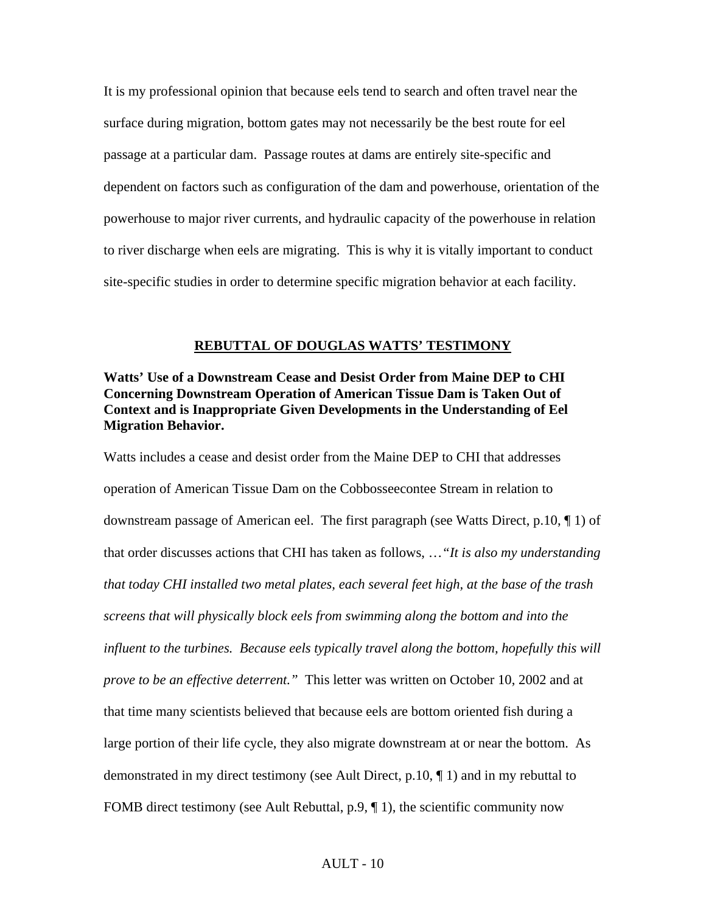It is my professional opinion that because eels tend to search and often travel near the surface during migration, bottom gates may not necessarily be the best route for eel passage at a particular dam. Passage routes at dams are entirely site-specific and dependent on factors such as configuration of the dam and powerhouse, orientation of the powerhouse to major river currents, and hydraulic capacity of the powerhouse in relation to river discharge when eels are migrating. This is why it is vitally important to conduct site-specific studies in order to determine specific migration behavior at each facility.

## REBUTTAL OF DOUGLAS WATTS' TESTIMONY

### Watts' Use of a Downstream Cease and Desist Order from Maine DEP to CHI Concerning Downstream Operation of American Tissue Dam is Taken Out of Context and is Inappropriate Given Developments in the Understanding of Eel Migration Behavior.

Watts includes a cease and desist order from the Maine DEP to CHI that addresses operation of American Tissue Dam on the Cobbosseecontee Stream in relation to downstream passage of American eel. The first paragraph (see Watts Direct, p.10, ¶ 1) of that order discusses actions that CHI has taken as follows, …*"It is also my understanding that today CHI installed two metal plates, each several feet high, at the base of the trash screens that will physically block eels from swimming along the bottom and into the influent to the turbines. Because eels typically travel along the bottom, hopefully this will prove to be an effective deterrent."* This letter was written on October 10, 2002 and at that time many scientists believed that because eels are bottom oriented fish during a large portion of their life cycle, they also migrate downstream at or near the bottom. As demonstrated in my direct testimony (see Ault Direct, p.10, ¶ 1) and in my rebuttal to FOMB direct testimony (see Ault Rebuttal, p.9, ¶ 1), the scientific community now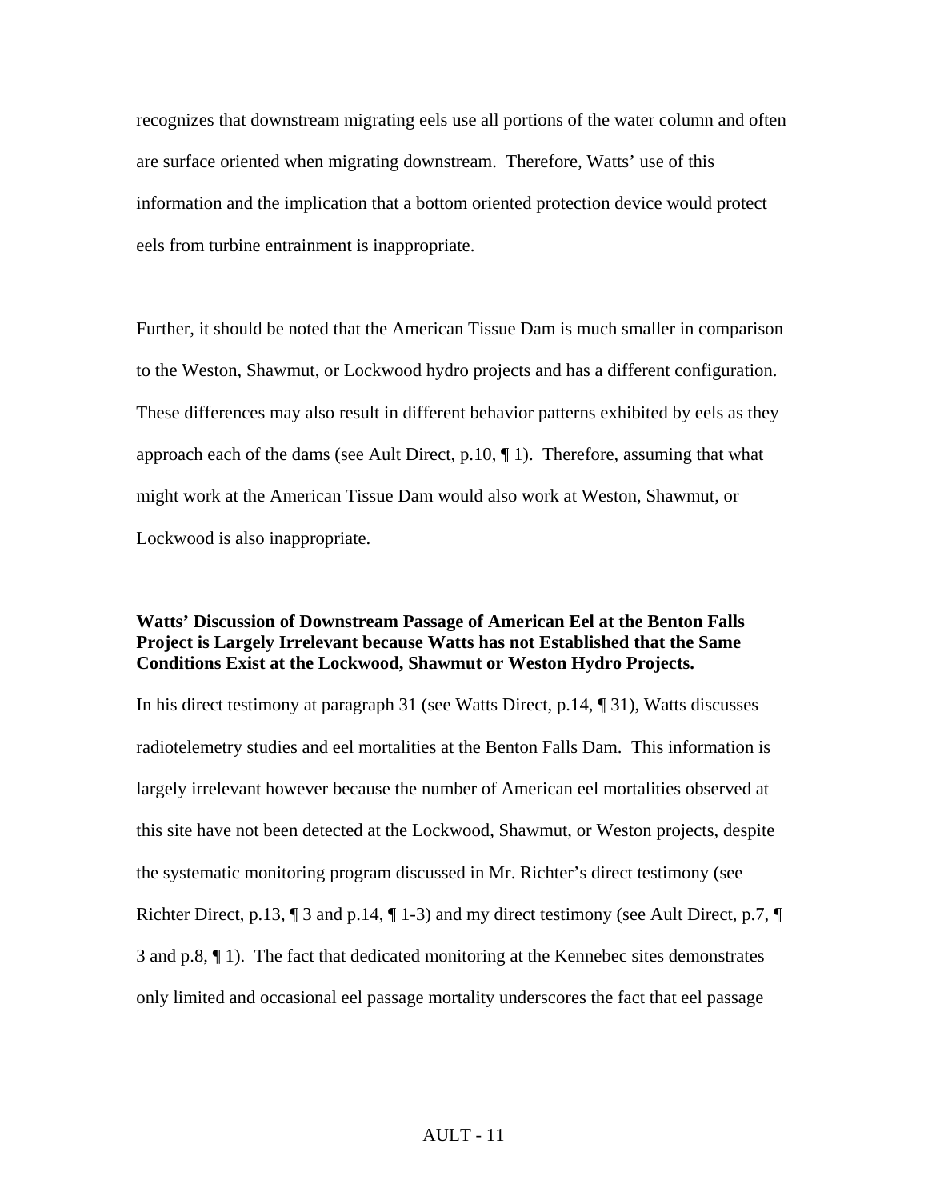recognizes that downstream migrating eels use all portions of the water column and often are surface oriented when migrating downstream. Therefore, Watts' use of this information and the implication that a bottom oriented protection device would protect eels from turbine entrainment is inappropriate.

Further, it should be noted that the American Tissue Dam is much smaller in comparison to the Weston, Shawmut, or Lockwood hydro projects and has a different configuration. These differences may also result in different behavior patterns exhibited by eels as they approach each of the dams (see Ault Direct, p.10, ¶ 1). Therefore, assuming that what might work at the American Tissue Dam would also work at Weston, Shawmut, or Lockwood is also inappropriate.

**Watts' Discussion of Downstream Passage of American Eel at the Benton Falls Project is Largely Irrelevant because Watts has not Established that the Same Conditions Exist at the Lockwood, Shawmut or Weston Hydro Projects.**

In his direct testimony at paragraph 31 (see Watts Direct, p.14, ¶ 31), Watts discusses radiotelemetry studies and eel mortalities at the Benton Falls Dam. This information is largely irrelevant however because the number of American eel mortalities observed at this site have not been detected at the Lockwood, Shawmut, or Weston projects, despite the systematic monitoring program discussed in Mr. Richter's direct testimony (see Richter Direct, p.13, ¶ 3 and p.14, ¶ 1-3) and my direct testimony (see Ault Direct, p.7, ¶ 3 and p.8, ¶ 1). The fact that dedicated monitoring at the Kennebec sites demonstrates only limited and occasional eel passage mortality underscores the fact that eel passage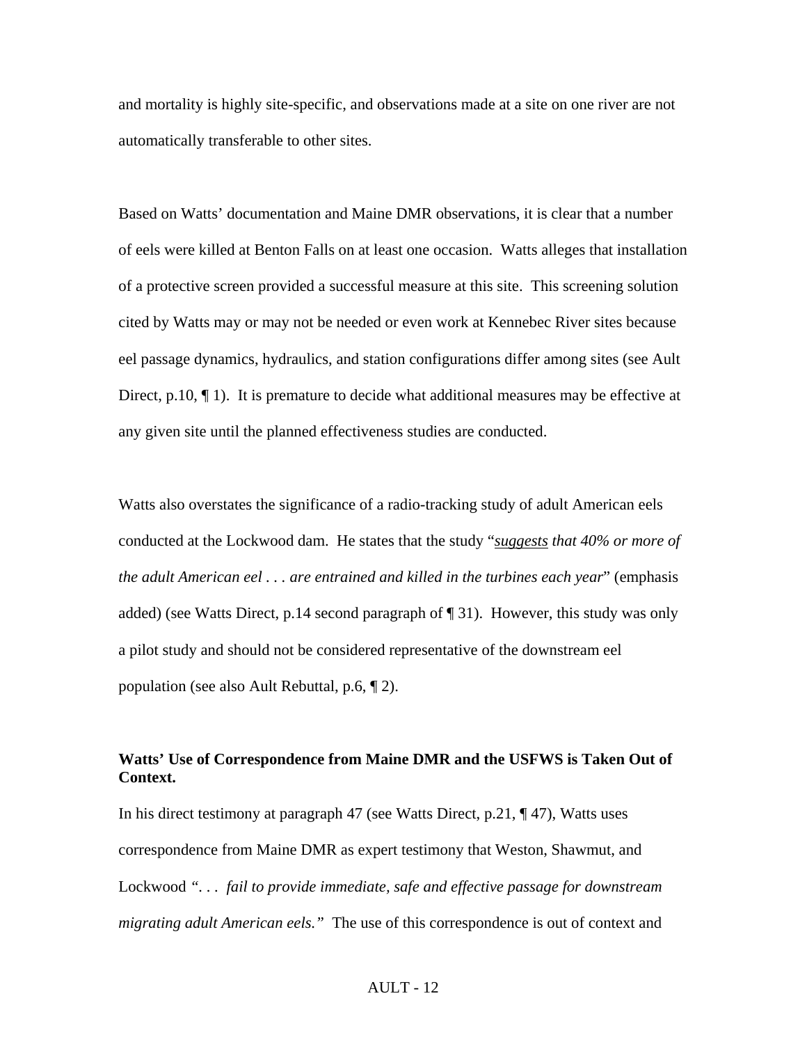and mortality is highly site-specific, and observations made at a site on one river are not automatically transferable to other sites.

Based on Watts' documentation and Maine DMR observations, it is clear that a number of eels were killed at Benton Falls on at least one occasion. Watts alleges that installation of a protective screen provided a successful measure at this site. This screening solution cited by Watts may or may not be needed or even work at Kennebec River sites because eel passage dynamics, hydraulics, and station configurations differ among sites (see Ault Direct, p.10, ¶ 1). It is premature to decide what additional measures may be effective at any given site until the planned effectiveness studies are conducted.

Watts also overstates the significance of a radio-tracking study of adult American eels conducted at the Lockwood dam. He states that the study "*suggests that 40% or more of the adult American eel . . . are entrained and killed in the turbines each year*" (emphasis added) (see Watts Direct, p.14 second paragraph of ¶ 31). However, this study was only a pilot study and should not be considered representative of the downstream eel population (see also Ault Rebuttal, p.6, ¶ 2).

**Watts' Use of Correspondence from Maine DMR and the USFWS is Taken Out of Context.**

In his direct testimony at paragraph 47 (see Watts Direct, p.21, ¶ 47), Watts uses correspondence from Maine DMR as expert testimony that Weston, Shawmut, and Lockwood *". . . fail to provide immediate, safe and effective passage for downstream migrating adult American eels."* The use of this correspondence is out of context and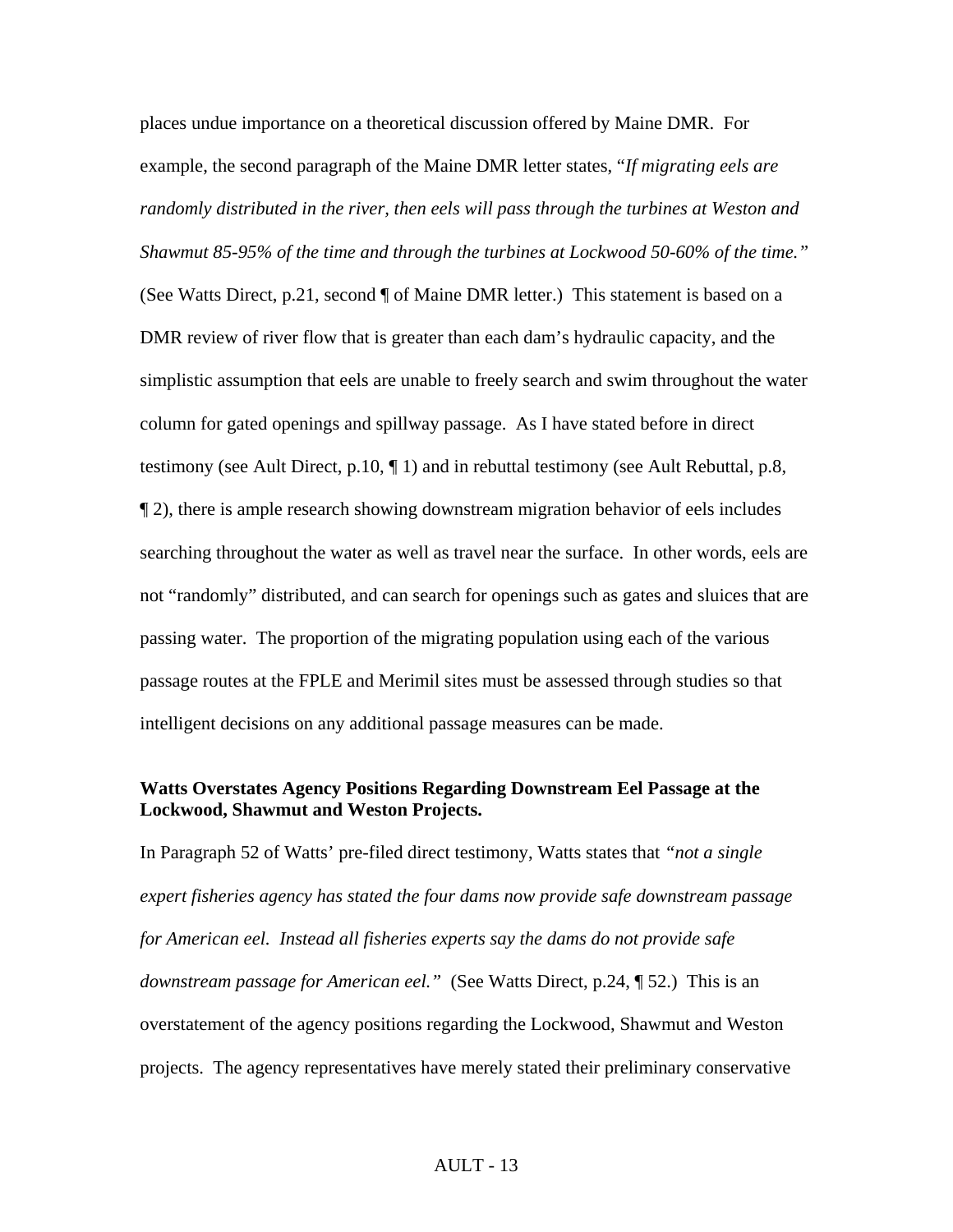places undue importance on a theoretical discussion offered by Maine DMR. For example, the second paragraph of the Maine DMR letter states, "*If migrating eels are randomly distributed in the river, then eels will pass through the turbines at Weston and Shawmut 85-95% of the time and through the turbines at Lockwood 50-60% of the time."* (See Watts Direct, p.21, second ¶ of Maine DMR letter.) This statement is based on a DMR review of river flow that is greater than each dam's hydraulic capacity, and the simplistic assumption that eels are unable to freely search and swim throughout the water column for gated openings and spillway passage. As I have stated before in direct testimony (see Ault Direct, p.10, ¶ 1) and in rebuttal testimony (see Ault Rebuttal, p.8, ¶ 2), there is ample research showing downstream migration behavior of eels includes searching throughout the water as well as travel near the surface. In other words, eels are not "randomly" distributed, and can search for openings such as gates and sluices that are passing water. The proportion of the migrating population using each of the various passage routes at the FPLE and Merimil sites must be assessed through studies so that intelligent decisions on any additional passage measures can be made.

**Watts Overstates Agency Positions Regarding Downstream Eel Passage at the Lockwood, Shawmut and Weston Projects.**

In Paragraph 52 of Watts' pre-filed direct testimony, Watts states that *"not a single expert fisheries agency has stated the four dams now provide safe downstream passage for American eel. Instead all fisheries experts say the dams do not provide safe downstream passage for American eel."* (See Watts Direct, p.24, ¶ 52.) This is an overstatement of the agency positions regarding the Lockwood, Shawmut and Weston projects. The agency representatives have merely stated their preliminary conservative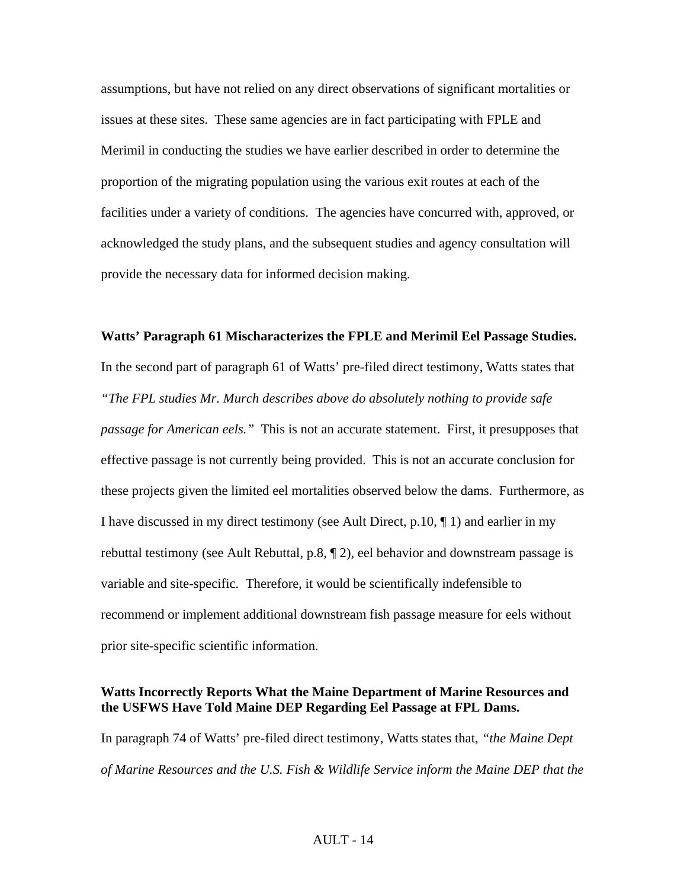assumptions, but have not relied on any direct observations of significant mortalities or issues at these sites. These same agencies are in fact participating with FPLE and Merimil in conducting the studies we have earlier described in order to determine the proportion of the migrating population using the various exit routes at each of the facilities under a variety of conditions. The agencies have concurred with, approved, or acknowledged the study plans, and the subsequent studies and agency consultation will provide the necessary data for informed decision making.

**Watts' Paragraph 61 Mischaracterizes the FPLE and Merimil Eel Passage Studies.**

In the second part of paragraph 61 of Watts' pre-filed direct testimony, Watts states that *"The FPL studies Mr. Murch describes above do absolutely nothing to provide safe passage for American eels."* This is not an accurate statement. First, it presupposes that effective passage is not currently being provided. This is not an accurate conclusion for these projects given the limited eel mortalities observed below the dams. Furthermore, as I have discussed in my direct testimony (see Ault Direct, p.10, ¶ 1) and earlier in my rebuttal testimony (see Ault Rebuttal, p.8, ¶ 2), eel behavior and downstream passage is variable and site-specific. Therefore, it would be scientifically indefensible to recommend or implement additional downstream fish passage measure for eels without prior site-specific scientific information.

**Watts Incorrectly Reports What the Maine Department of Marine Resources and the USFWS Have Told Maine DEP Regarding Eel Passage at FPL Dams.**

In paragraph 74 of Watts' pre-filed direct testimony, Watts states that, *"the Maine Dept of Marine Resources and the U.S. Fish & Wildlife Service inform the Maine DEP that the*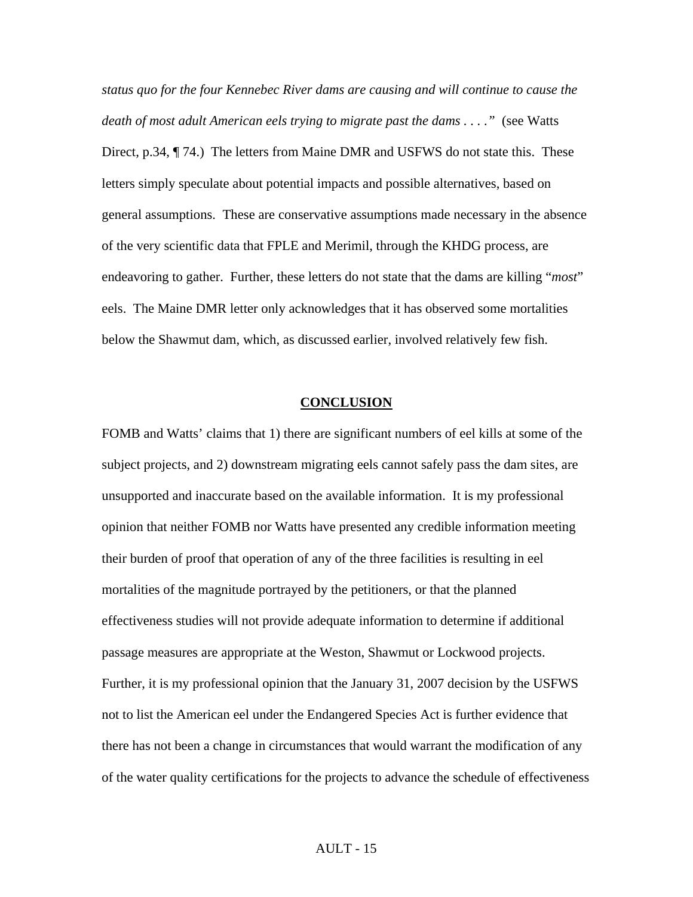*status quo for the four Kennebec River dams are causing and will continue to cause the death of most adult American eels trying to migrate past the dams . . . .*" (see Watts Direct, p.34, ¶ 74.) The letters from Maine DMR and USFWS do not state this. These letters simply speculate about potential impacts and possible alternatives, based on general assumptions. These are conservative assumptions made necessary in the absence of the very scientific data that FPLE and Merimil, through the KHDG process, are endeavoring to gather. Further, these letters do not state that the dams are killing "*most*" eels. The Maine DMR letter only acknowledges that it has observed some mortalities below the Shawmut dam, which, as discussed earlier, involved relatively few fish.

## **CONCLUSION**

FOMB and Watts' claims that 1) there are significant numbers of eel kills at some of the subject projects, and 2) downstream migrating eels cannot safely pass the dam sites, are unsupported and inaccurate based on the available information. It is my professional opinion that neither FOMB nor Watts have presented any credible information meeting their burden of proof that operation of any of the three facilities is resulting in eel mortalities of the magnitude portrayed by the petitioners, or that the planned effectiveness studies will not provide adequate information to determine if additional passage measures are appropriate at the Weston, Shawmut or Lockwood projects. Further, it is my professional opinion that the January 31, 2007 decision by the USFWS not to list the American eel under the Endangered Species Act is further evidence that there has not been a change in circumstances that would warrant the modification of any of the water quality certifications for the projects to advance the schedule of effectiveness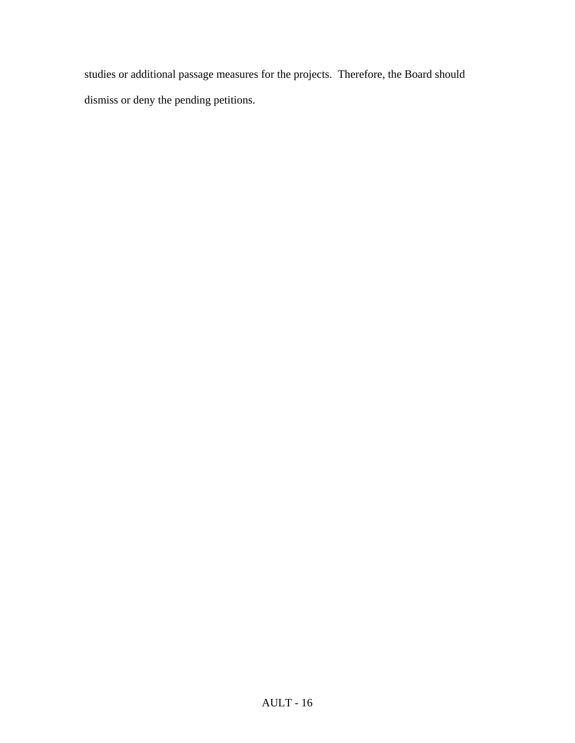studies or additional passage measures for the projects. Therefore, the Board should dismiss or deny the pending petitions.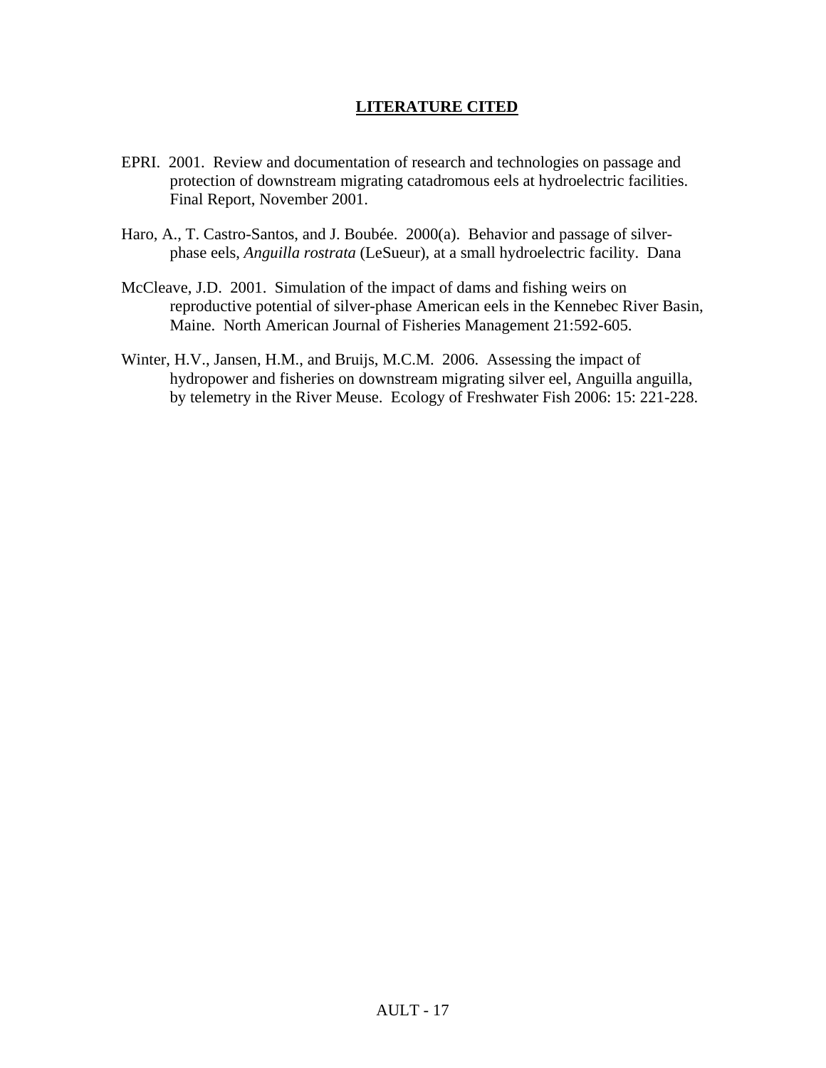# LITERATURE CITED

EPRI. 2001. Review and documentation of research and technologies on passage and protection of downstream migrating catadromous eels at hydroelectric facilities. Final Report, November 2001.

Haro, A., T. Castro-Santos, and J. Boubée. 2000(a). Behavior and passage of silver-phase eels, *Anguilla rostrata* (LeSueur), at a small hydroelectric facility. Dana

McCleave, J.D. 2001. Simulation of the impact of dams and fishing weirs on reproductive potential of silver-phase American eels in the Kennebec River Basin, Maine. North American Journal of Fisheries Management 21:592-605.

Winter, H.V., Jansen, H.M., and Bruijs, M.C.M. 2006. Assessing the impact of hydropower and fisheries on downstream migrating silver eel, Anguilla anguilla, by telemetry in the River Meuse. Ecology of Freshwater Fish 2006: 15: 221-228.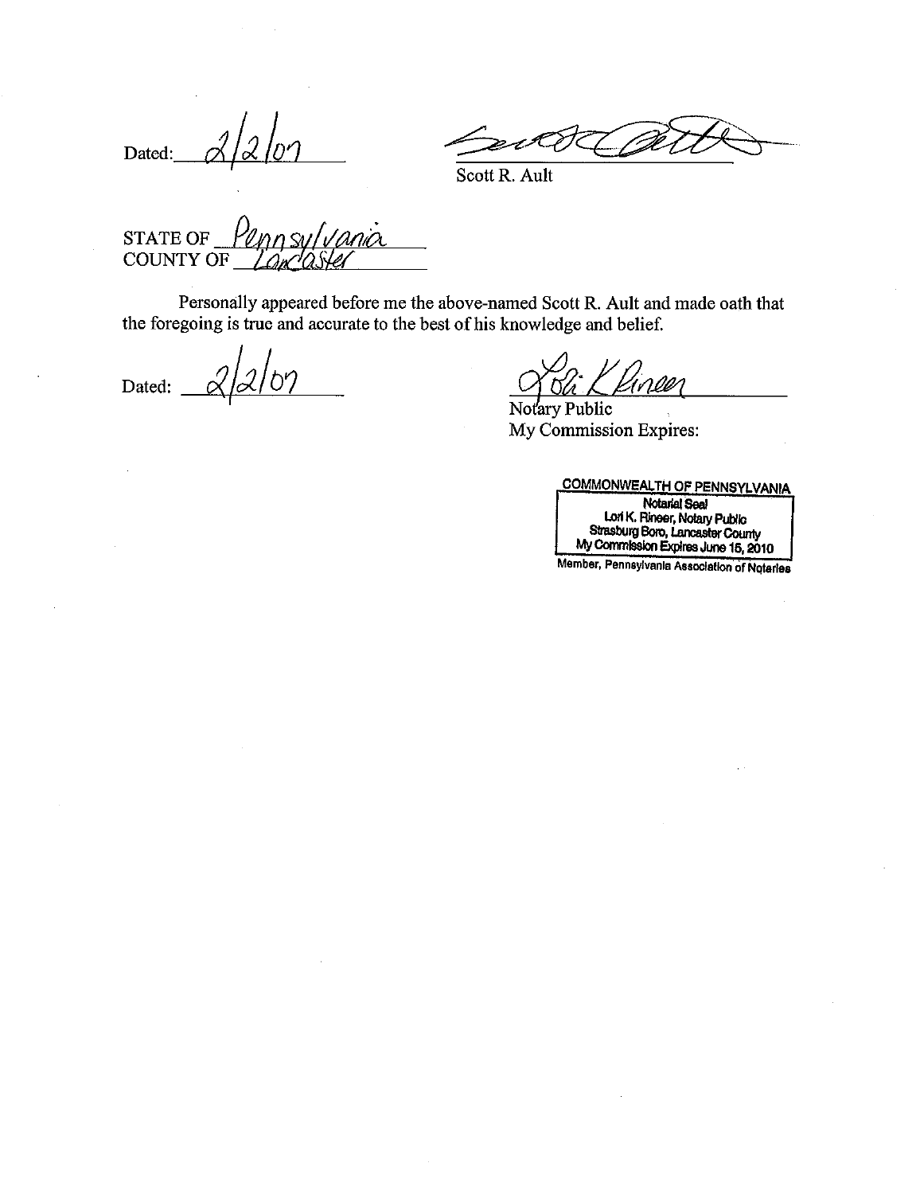Dated: 2/2/07

Scott R. Ault

STATE OF Pennsylvania
COUNTY OF Lancaster

Personally appeared before me the above-named Scott R. Ault and made oath that the foregoing is true and accurate to the best of his knowledge and belief.

Dated: 2/2/07

Lori K Rineer
Notary Public
My Commission Expires:

COMMONWEALTH OF PENNSYLVANIA
Notarial Seal
Lori K. Rineer, Notary Public
Strasburg Boro, Lancaster County
My Commission Expires June 15, 2010
Member, Pennsylvania Association of Notaries